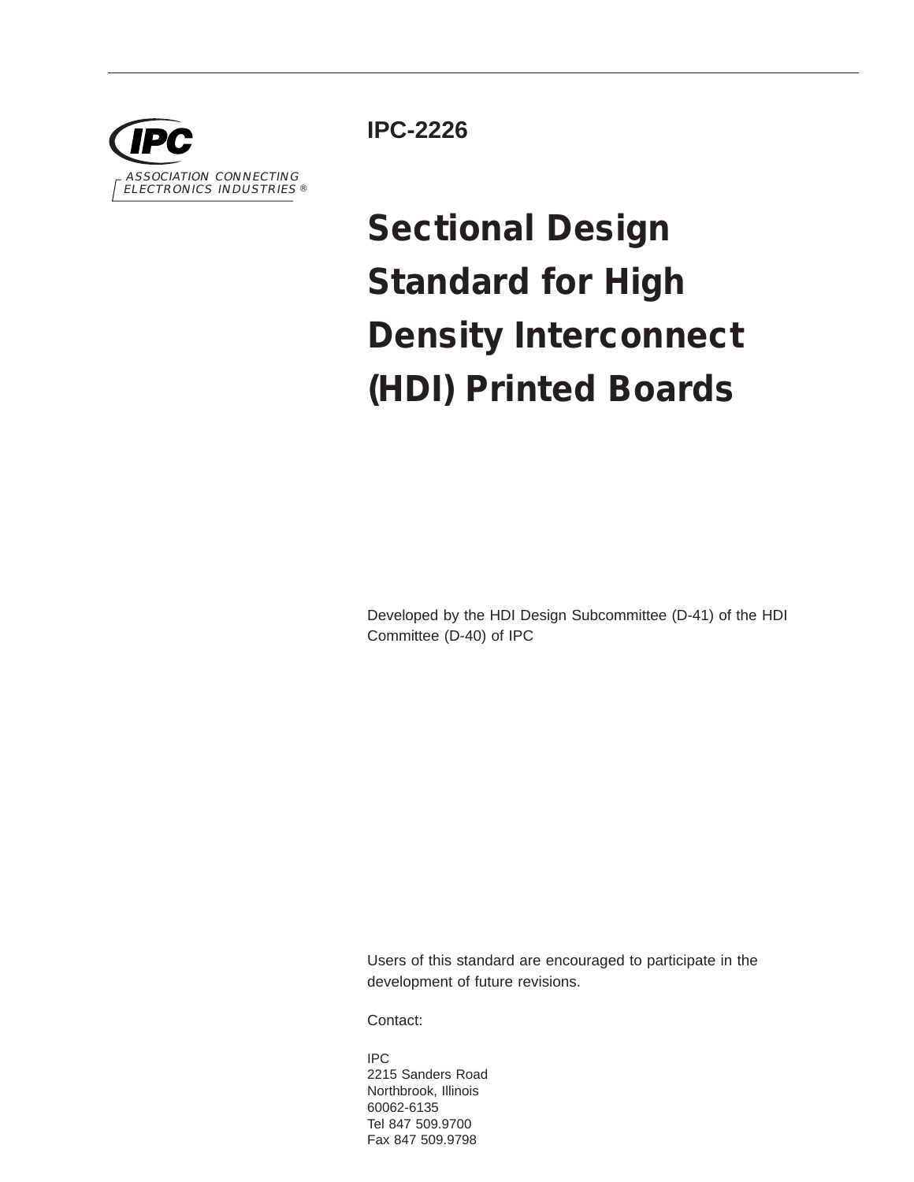IPC

ASSOCIATION CONNECTING ELECTRONICS INDUSTRIES ®

**IPC-2226**

# Sectional Design Standard for High Density Interconnect (HDI) Printed Boards

Developed by the HDI Design Subcommittee (D-41) of the HDI Committee (D-40) of IPC

Users of this standard are encouraged to participate in the development of future revisions.

Contact:

IPC
2215 Sanders Road
Northbrook, Illinois
60062-6135
Tel 847 509.9700
Fax 847 509.9798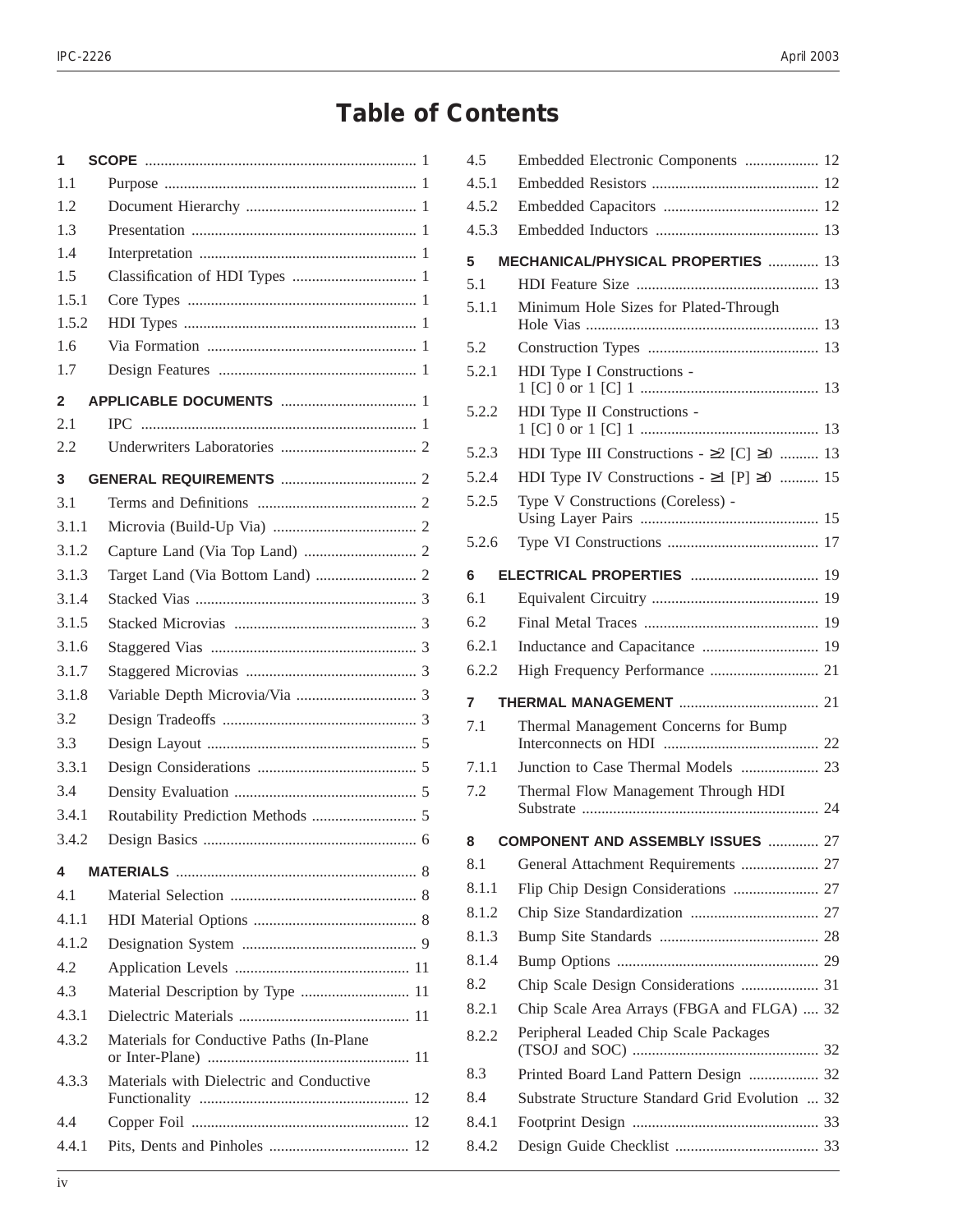# Table of Contents

| | | |
|---|---|---|
| **1** | **SCOPE** | 1 |
| 1.1 | Purpose | 1 |
| 1.2 | Document Hierarchy | 1 |
| 1.3 | Presentation | 1 |
| 1.4 | Interpretation | 1 |
| 1.5 | Classification of HDI Types | 1 |
| 1.5.1 | Core Types | 1 |
| 1.5.2 | HDI Types | 1 |
| 1.6 | Via Formation | 1 |
| 1.7 | Design Features | 1 |
| **2** | **APPLICABLE DOCUMENTS** | 1 |
| 2.1 | IPC | 1 |
| 2.2 | Underwriters Laboratories | 2 |
| **3** | **GENERAL REQUIREMENTS** | 2 |
| 3.1 | Terms and Definitions | 2 |
| 3.1.1 | Microvia (Build-Up Via) | 2 |
| 3.1.2 | Capture Land (Via Top Land) | 2 |
| 3.1.3 | Target Land (Via Bottom Land) | 2 |
| 3.1.4 | Stacked Vias | 3 |
| 3.1.5 | Stacked Microvias | 3 |
| 3.1.6 | Staggered Vias | 3 |
| 3.1.7 | Staggered Microvias | 3 |
| 3.1.8 | Variable Depth Microvia/Via | 3 |
| 3.2 | Design Tradeoffs | 3 |
| 3.3 | Design Layout | 5 |
| 3.3.1 | Design Considerations | 5 |
| 3.4 | Density Evaluation | 5 |
| 3.4.1 | Routability Prediction Methods | 5 |
| 3.4.2 | Design Basics | 6 |
| **4** | **MATERIALS** | 8 |
| 4.1 | Material Selection | 8 |
| 4.1.1 | HDI Material Options | 8 |
| 4.1.2 | Designation System | 9 |
| 4.2 | Application Levels | 11 |
| 4.3 | Material Description by Type | 11 |
| 4.3.1 | Dielectric Materials | 11 |
| 4.3.2 | Materials for Conductive Paths (In-Plane or Inter-Plane) | 11 |
| 4.3.3 | Materials with Dielectric and Conductive Functionality | 12 |
| 4.4 | Copper Foil | 12 |
| 4.4.1 | Pits, Dents and Pinholes | 12 |
| 4.5 | Embedded Electronic Components | 12 |
| 4.5.1 | Embedded Resistors | 12 |
| 4.5.2 | Embedded Capacitors | 12 |
| 4.5.3 | Embedded Inductors | 13 |
| **5** | **MECHANICAL/PHYSICAL PROPERTIES** | 13 |
| 5.1 | HDI Feature Size | 13 |
| 5.1.1 | Minimum Hole Sizes for Plated-Through Hole Vias | 13 |
| 5.2 | Construction Types | 13 |
| 5.2.1 | HDI Type I Constructions - 1 [C] 0 or 1 [C] 1 | 13 |
| 5.2.2 | HDI Type II Constructions - 1 [C] 0 or 1 [C] 1 | 13 |
| 5.2.3 | HDI Type III Constructions - ≥2 [C] ≥0 | 13 |
| 5.2.4 | HDI Type IV Constructions - ≥1 [P] ≥0 | 15 |
| 5.2.5 | Type V Constructions (Coreless) - Using Layer Pairs | 15 |
| 5.2.6 | Type VI Constructions | 17 |
| **6** | **ELECTRICAL PROPERTIES** | 19 |
| 6.1 | Equivalent Circuitry | 19 |
| 6.2 | Final Metal Traces | 19 |
| 6.2.1 | Inductance and Capacitance | 19 |
| 6.2.2 | High Frequency Performance | 21 |
| **7** | **THERMAL MANAGEMENT** | 21 |
| 7.1 | Thermal Management Concerns for Bump Interconnects on HDI | 22 |
| 7.1.1 | Junction to Case Thermal Models | 23 |
| 7.2 | Thermal Flow Management Through HDI Substrate | 24 |
| **8** | **COMPONENT AND ASSEMBLY ISSUES** | 27 |
| 8.1 | General Attachment Requirements | 27 |
| 8.1.1 | Flip Chip Design Considerations | 27 |
| 8.1.2 | Chip Size Standardization | 27 |
| 8.1.3 | Bump Site Standards | 28 |
| 8.1.4 | Bump Options | 29 |
| 8.2 | Chip Scale Design Considerations | 31 |
| 8.2.1 | Chip Scale Area Arrays (FBGA and FLGA) | 32 |
| 8.2.2 | Peripheral Leaded Chip Scale Packages (TSOJ and SOC) | 32 |
| 8.3 | Printed Board Land Pattern Design | 32 |
| 8.4 | Substrate Structure Standard Grid Evolution | 32 |
| 8.4.1 | Footprint Design | 33 |
| 8.4.2 | Design Guide Checklist | 33 |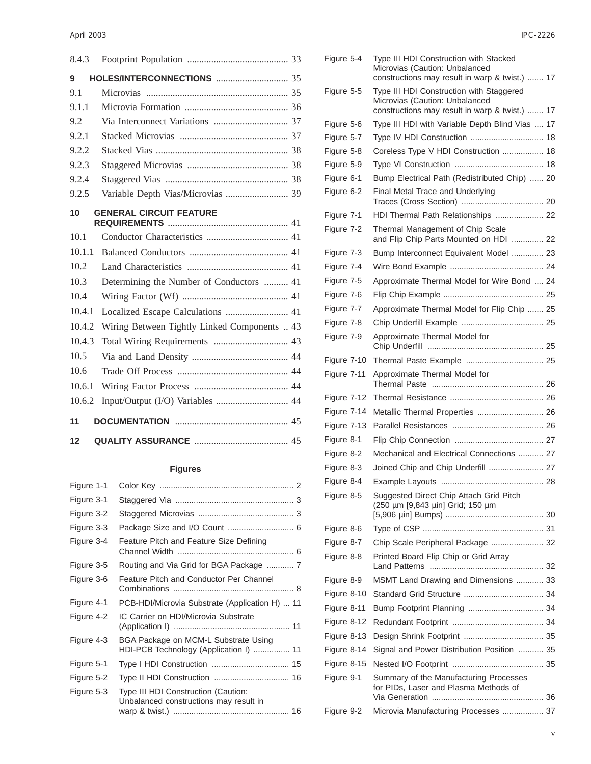8.4.3 Footprint Population .......................................... 33

**9 HOLES/INTERCONNECTIONS** .............................. 35

9.1 Microvias ........................................................... 35

9.1.1 Microvia Formation ........................................... 36

9.2 Via Interconnect Variations ............................... 37

9.2.1 Stacked Microvias ............................................. 37

9.2.2 Stacked Vias ....................................................... 38

9.2.3 Staggered Microvias .......................................... 38

9.2.4 Staggered Vias ................................................... 38

9.2.5 Variable Depth Vias/Microvias .......................... 39

**10 GENERAL CIRCUIT FEATURE REQUIREMENTS** .................................................. 41

10.1 Conductor Characteristics .................................. 41

10.1.1 Balanced Conductors ......................................... 41

10.2 Land Characteristics .......................................... 41

10.3 Determining the Number of Conductors .......... 41

10.4 Wiring Factor (Wf) ............................................ 41

10.4.1 Localized Escape Calculations .......................... 41

10.4.2 Wiring Between Tightly Linked Components .. 43

10.4.3 Total Wiring Requirements ............................... 43

10.5 Via and Land Density ........................................ 44

10.6 Trade Off Process .............................................. 44

10.6.1 Wiring Factor Process ....................................... 44

10.6.2 Input/Output (I/O) Variables .............................. 44

**11 DOCUMENTATION** ............................................... 45

**12 QUALITY ASSURANCE** ....................................... 45

**Figures**

Figure 1-1 Color Key ........................................................... 2

Figure 3-1 Staggered Via .................................................... 3

Figure 3-2 Staggered Microvias .......................................... 3

Figure 3-3 Package Size and I/O Count ............................. 6

Figure 3-4 Feature Pitch and Feature Size Defining Channel Width ................................................... 6

Figure 3-5 Routing and Via Grid for BGA Package ............ 7

Figure 3-6 Feature Pitch and Conductor Per Channel Combinations ..................................................... 8

Figure 4-1 PCB-HDI/Microvia Substrate (Application H) ... 11

Figure 4-2 IC Carrier on HDI/Microvia Substrate (Application I) ................................................... 11

Figure 4-3 BGA Package on MCM-L Substrate Using HDI-PCB Technology (Application I) ................ 11

Figure 5-1 Type I HDI Construction .................................. 15

Figure 5-2 Type II HDI Construction ................................. 16

Figure 5-3 Type III HDI Construction (Caution: Unbalanced constructions may result in warp & twist.) .................................................. 16

Figure 5-4 Type III HDI Construction with Stacked Microvias (Caution: Unbalanced constructions may result in warp & twist.) ....... 17

Figure 5-5 Type III HDI Construction with Staggered Microvias (Caution: Unbalanced constructions may result in warp & twist.) ....... 17

Figure 5-6 Type III HDI with Variable Depth Blind Vias .... 17

Figure 5-7 Type IV HDI Construction ................................ 18

Figure 5-8 Coreless Type V HDI Construction .................. 18

Figure 5-9 Type VI Construction ....................................... 18

Figure 6-1 Bump Electrical Path (Redistributed Chip) ...... 20

Figure 6-2 Final Metal Trace and Underlying Traces (Cross Section) .................................... 20

Figure 7-1 HDI Thermal Path Relationships ..................... 22

Figure 7-2 Thermal Management of Chip Scale and Flip Chip Parts Mounted on HDI .............. 22

Figure 7-3 Bump Interconnect Equivalent Model .............. 23

Figure 7-4 Wire Bond Example ......................................... 24

Figure 7-5 Approximate Thermal Model for Wire Bond .... 24

Figure 7-6 Flip Chip Example ............................................ 25

Figure 7-7 Approximate Thermal Model for Flip Chip ....... 25

Figure 7-8 Chip Underfill Example .................................... 25

Figure 7-9 Approximate Thermal Model for Chip Underfill ................................................... 25

Figure 7-10 Thermal Paste Example .................................. 25

Figure 7-11 Approximate Thermal Model for Thermal Paste ................................................. 26

Figure 7-12 Thermal Resistance ......................................... 26

Figure 7-14 Metallic Thermal Properties ............................. 26

Figure 7-13 Parallel Resistances ........................................ 26

Figure 8-1 Flip Chip Connection ....................................... 27

Figure 8-2 Mechanical and Electrical Connections ........... 27

Figure 8-3 Joined Chip and Chip Underfill ........................ 27

Figure 8-4 Example Layouts ............................................. 28

Figure 8-5 Suggested Direct Chip Attach Grid Pitch (250 µm [9,843 µin] Grid; 150 µm [5,906 µin] Bumps) ........................................... 30

Figure 8-6 Type of CSP ..................................................... 31

Figure 8-7 Chip Scale Peripheral Package ....................... 32

Figure 8-8 Printed Board Flip Chip or Grid Array Land Patterns .................................................. 32

Figure 8-9 MSMT Land Drawing and Dimensions ............ 33

Figure 8-10 Standard Grid Structure ................................... 34

Figure 8-11 Bump Footprint Planning ................................. 34

Figure 8-12 Redundant Footprint ........................................ 34

Figure 8-13 Design Shrink Footprint ................................... 35

Figure 8-14 Signal and Power Distribution Position ........... 35

Figure 8-15 Nested I/O Footprint ........................................ 35

Figure 9-1 Summary of the Manufacturing Processes for PIDs, Laser and Plasma Methods of Via Generation ................................................. 36

Figure 9-2 Microvia Manufacturing Processes .................. 37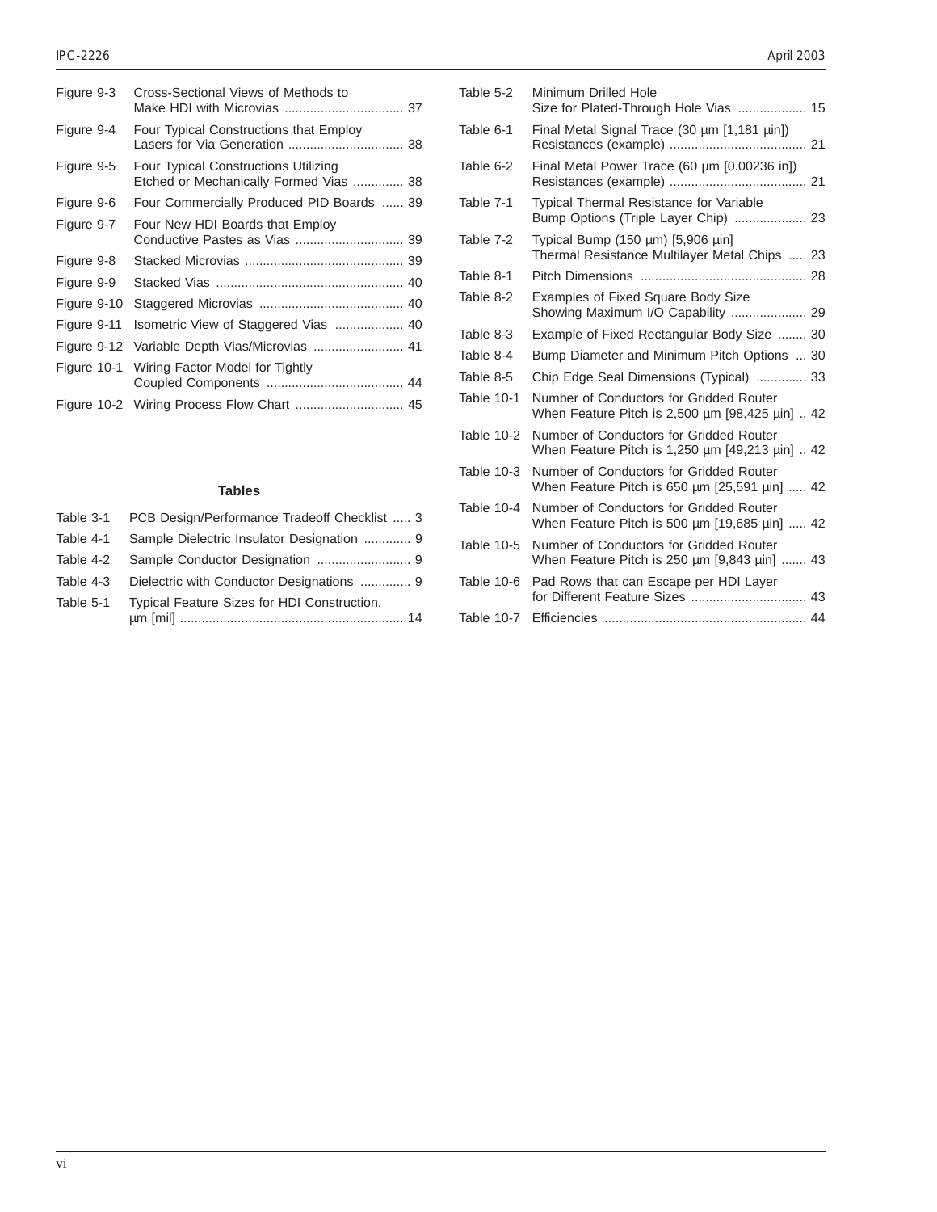| | | |
|---|---|---|
| Figure 9-3 | Cross-Sectional Views of Methods to Make HDI with Microvias | 37 |
| Figure 9-4 | Four Typical Constructions that Employ Lasers for Via Generation | 38 |
| Figure 9-5 | Four Typical Constructions Utilizing Etched or Mechanically Formed Vias | 38 |
| Figure 9-6 | Four Commercially Produced PID Boards | 39 |
| Figure 9-7 | Four New HDI Boards that Employ Conductive Pastes as Vias | 39 |
| Figure 9-8 | Stacked Microvias | 39 |
| Figure 9-9 | Stacked Vias | 40 |
| Figure 9-10 | Staggered Microvias | 40 |
| Figure 9-11 | Isometric View of Staggered Vias | 40 |
| Figure 9-12 | Variable Depth Vias/Microvias | 41 |
| Figure 10-1 | Wiring Factor Model for Tightly Coupled Components | 44 |
| Figure 10-2 | Wiring Process Flow Chart | 45 |

**Tables**

| | | |
|---|---|---|
| Table 3-1 | PCB Design/Performance Tradeoff Checklist | 3 |
| Table 4-1 | Sample Dielectric Insulator Designation | 9 |
| Table 4-2 | Sample Conductor Designation | 9 |
| Table 4-3 | Dielectric with Conductor Designations | 9 |
| Table 5-1 | Typical Feature Sizes for HDI Construction, µm [mil] | 14 |
| Table 5-2 | Minimum Drilled Hole Size for Plated-Through Hole Vias | 15 |
| Table 6-1 | Final Metal Signal Trace (30 µm [1,181 µin]) Resistances (example) | 21 |
| Table 6-2 | Final Metal Power Trace (60 µm [0.00236 in]) Resistances (example) | 21 |
| Table 7-1 | Typical Thermal Resistance for Variable Bump Options (Triple Layer Chip) | 23 |
| Table 7-2 | Typical Bump (150 µm) [5,906 µin] Thermal Resistance Multilayer Metal Chips | 23 |
| Table 8-1 | Pitch Dimensions | 28 |
| Table 8-2 | Examples of Fixed Square Body Size Showing Maximum I/O Capability | 29 |
| Table 8-3 | Example of Fixed Rectangular Body Size | 30 |
| Table 8-4 | Bump Diameter and Minimum Pitch Options | 30 |
| Table 8-5 | Chip Edge Seal Dimensions (Typical) | 33 |
| Table 10-1 | Number of Conductors for Gridded Router When Feature Pitch is 2,500 µm [98,425 µin] | 42 |
| Table 10-2 | Number of Conductors for Gridded Router When Feature Pitch is 1,250 µm [49,213 µin] | 42 |
| Table 10-3 | Number of Conductors for Gridded Router When Feature Pitch is 650 µm [25,591 µin] | 42 |
| Table 10-4 | Number of Conductors for Gridded Router When Feature Pitch is 500 µm [19,685 µin] | 42 |
| Table 10-5 | Number of Conductors for Gridded Router When Feature Pitch is 250 µm [9,843 µin] | 43 |
| Table 10-6 | Pad Rows that can Escape per HDI Layer for Different Feature Sizes | 43 |
| Table 10-7 | Efficiencies | 44 |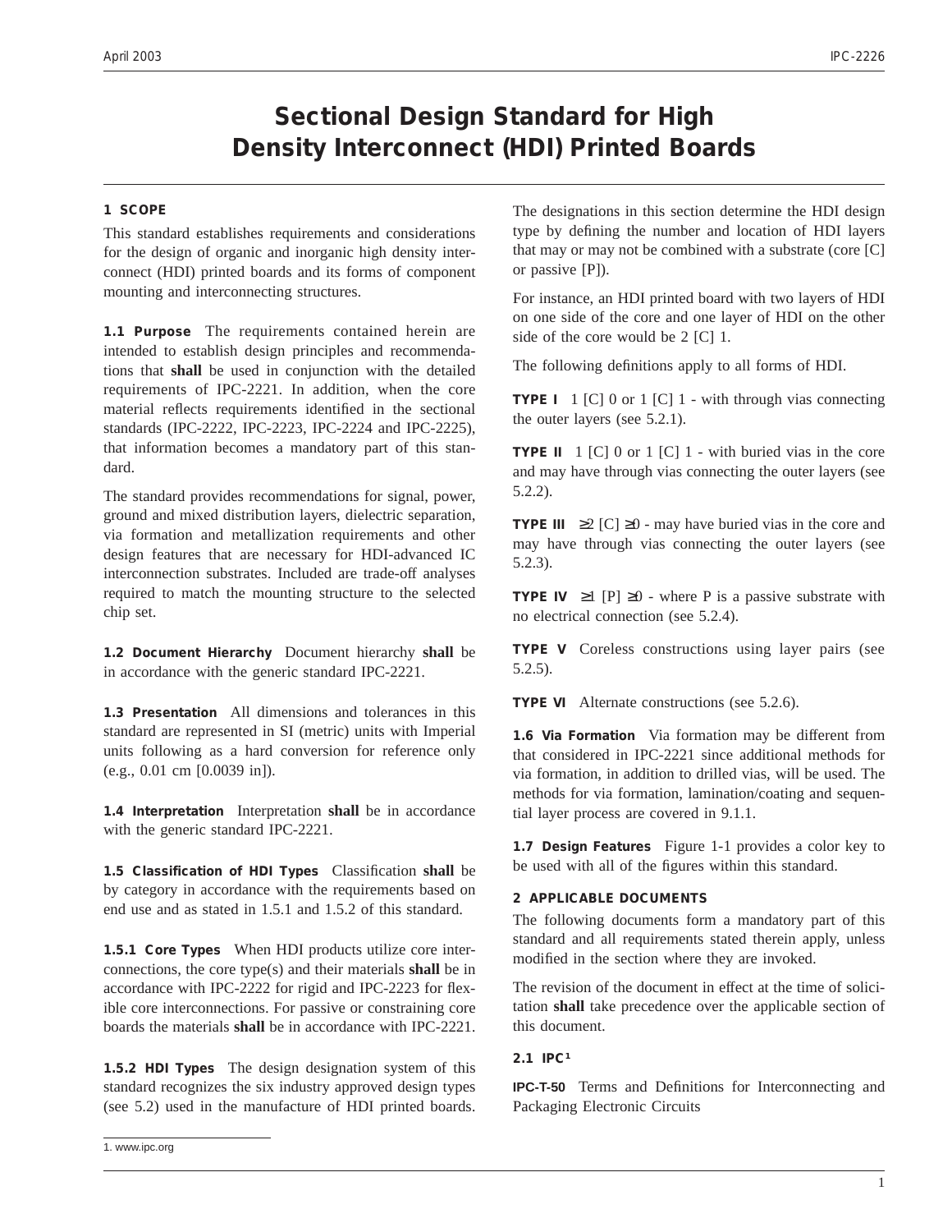# Sectional Design Standard for High Density Interconnect (HDI) Printed Boards

## 1 SCOPE

This standard establishes requirements and considerations for the design of organic and inorganic high density interconnect (HDI) printed boards and its forms of component mounting and interconnecting structures.

**1.1 Purpose** The requirements contained herein are intended to establish design principles and recommendations that **shall** be used in conjunction with the detailed requirements of IPC-2221. In addition, when the core material reflects requirements identified in the sectional standards (IPC-2222, IPC-2223, IPC-2224 and IPC-2225), that information becomes a mandatory part of this standard.

The standard provides recommendations for signal, power, ground and mixed distribution layers, dielectric separation, via formation and metallization requirements and other design features that are necessary for HDI-advanced IC interconnection substrates. Included are trade-off analyses required to match the mounting structure to the selected chip set.

**1.2 Document Hierarchy** Document hierarchy **shall** be in accordance with the generic standard IPC-2221.

**1.3 Presentation** All dimensions and tolerances in this standard are represented in SI (metric) units with Imperial units following as a hard conversion for reference only (e.g., 0.01 cm [0.0039 in]).

**1.4 Interpretation** Interpretation **shall** be in accordance with the generic standard IPC-2221.

**1.5 Classification of HDI Types** Classification **shall** be by category in accordance with the requirements based on end use and as stated in 1.5.1 and 1.5.2 of this standard.

**1.5.1 Core Types** When HDI products utilize core interconnections, the core type(s) and their materials **shall** be in accordance with IPC-2222 for rigid and IPC-2223 for flexible core interconnections. For passive or constraining core boards the materials **shall** be in accordance with IPC-2221.

**1.5.2 HDI Types** The design designation system of this standard recognizes the six industry approved design types (see 5.2) used in the manufacture of HDI printed boards. The designations in this section determine the HDI design type by defining the number and location of HDI layers that may or may not be combined with a substrate (core [C] or passive [P]).

For instance, an HDI printed board with two layers of HDI on one side of the core and one layer of HDI on the other side of the core would be 2 [C] 1.

The following definitions apply to all forms of HDI.

**TYPE I** 1 [C] 0 or 1 [C] 1 - with through vias connecting the outer layers (see 5.2.1).

**TYPE II** 1 [C] 0 or 1 [C] 1 - with buried vias in the core and may have through vias connecting the outer layers (see 5.2.2).

**TYPE III** ≥2 [C] ≥0 - may have buried vias in the core and may have through vias connecting the outer layers (see 5.2.3).

**TYPE IV** ≥1 [P] ≥0 - where P is a passive substrate with no electrical connection (see 5.2.4).

**TYPE V** Coreless constructions using layer pairs (see 5.2.5).

**TYPE VI** Alternate constructions (see 5.2.6).

**1.6 Via Formation** Via formation may be different from that considered in IPC-2221 since additional methods for via formation, in addition to drilled vias, will be used. The methods for via formation, lamination/coating and sequential layer process are covered in 9.1.1.

**1.7 Design Features** Figure 1-1 provides a color key to be used with all of the figures within this standard.

## 2 APPLICABLE DOCUMENTS

The following documents form a mandatory part of this standard and all requirements stated therein apply, unless modified in the section where they are invoked.

The revision of the document in effect at the time of solicitation **shall** take precedence over the applicable section of this document.

### 2.1 IPC[1]

**IPC-T-50** Terms and Definitions for Interconnecting and Packaging Electronic Circuits

1. www.ipc.org